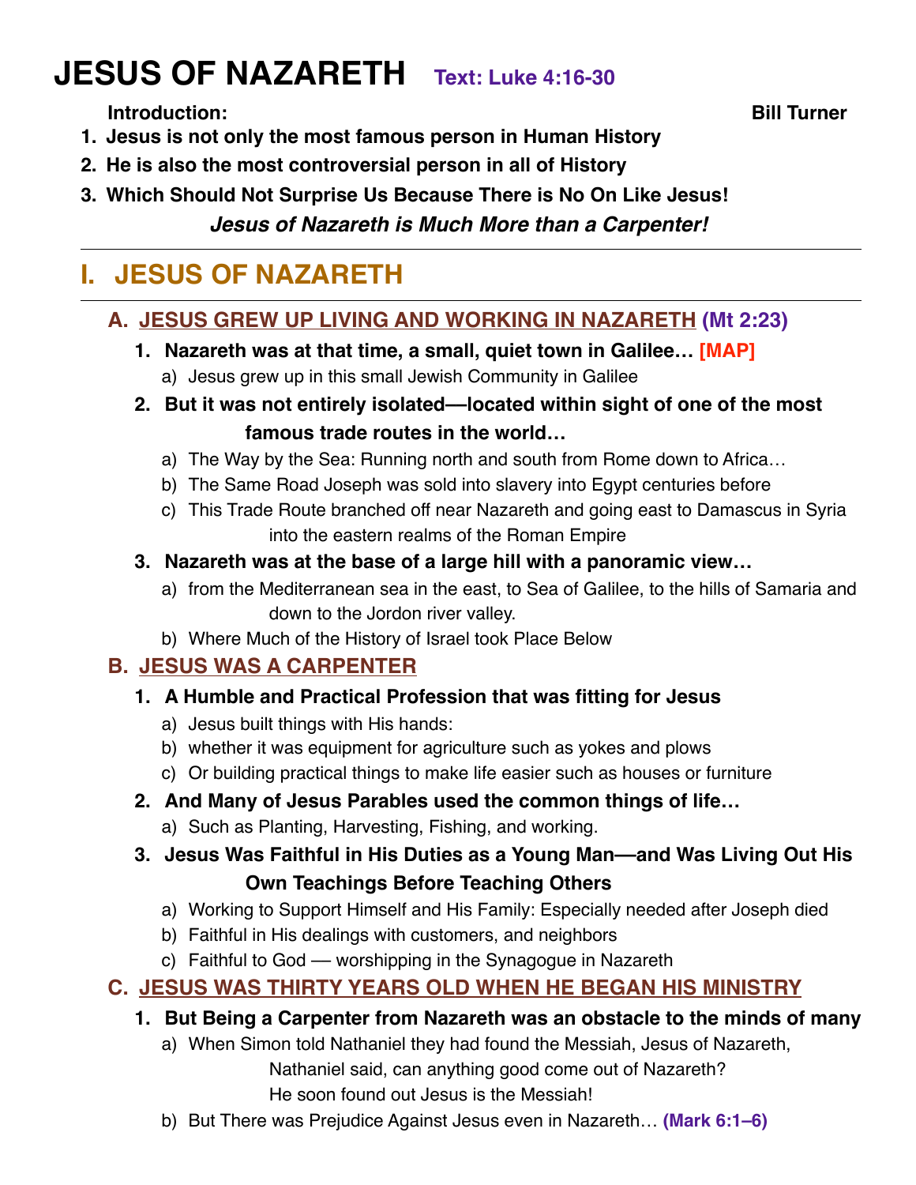# JESUS OF NAZARETH Text: Luke 4:16-30

**Introduction:** **Bill Turner**

1. **Jesus is not only the most famous person in Human History**
2. **He is also the most controversial person in all of History**
3. **Which Should Not Surprise Us Because There is No On Like Jesus!**

***Jesus of Nazareth is Much More than a Carpenter!***

---

## I. JESUS OF NAZARETH

---

### A. JESUS GREW UP LIVING AND WORKING IN NAZARETH (Mt 2:23)

1. **Nazareth was at that time, a small, quiet town in Galilee… [MAP]**
   a) Jesus grew up in this small Jewish Community in Galilee
2. **But it was not entirely isolated—located within sight of one of the most famous trade routes in the world…**
   a) The Way by the Sea: Running north and south from Rome down to Africa…
   b) The Same Road Joseph was sold into slavery into Egypt centuries before
   c) This Trade Route branched off near Nazareth and going east to Damascus in Syria into the eastern realms of the Roman Empire
3. **Nazareth was at the base of a large hill with a panoramic view…**
   a) from the Mediterranean sea in the east, to Sea of Galilee, to the hills of Samaria and down to the Jordon river valley.
   b) Where Much of the History of Israel took Place Below

### B. JESUS WAS A CARPENTER

1. **A Humble and Practical Profession that was fitting for Jesus**
   a) Jesus built things with His hands:
   b) whether it was equipment for agriculture such as yokes and plows
   c) Or building practical things to make life easier such as houses or furniture
2. **And Many of Jesus Parables used the common things of life…**
   a) Such as Planting, Harvesting, Fishing, and working.
3. **Jesus Was Faithful in His Duties as a Young Man—and Was Living Out His Own Teachings Before Teaching Others**
   a) Working to Support Himself and His Family: Especially needed after Joseph died
   b) Faithful in His dealings with customers, and neighbors
   c) Faithful to God — worshipping in the Synagogue in Nazareth

### C. JESUS WAS THIRTY YEARS OLD WHEN HE BEGAN HIS MINISTRY

1. **But Being a Carpenter from Nazareth was an obstacle to the minds of many**
   a) When Simon told Nathaniel they had found the Messiah, Jesus of Nazareth, Nathaniel said, can anything good come out of Nazareth? He soon found out Jesus is the Messiah!
   b) But There was Prejudice Against Jesus even in Nazareth… **(Mark 6:1–6)**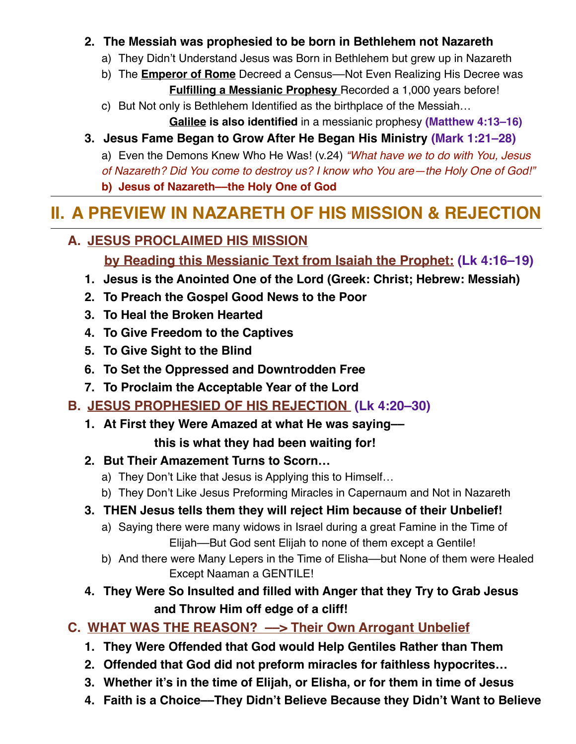2. **The Messiah was prophesied to be born in Bethlehem not Nazareth**
    a) They Didn't Understand Jesus was Born in Bethlehem but grew up in Nazareth
    b) The **Emperor of Rome** Decreed a Census—Not Even Realizing His Decree was **Fulfilling a Messianic Prophesy** Recorded a 1,000 years before!
    c) But Not only is Bethlehem Identified as the birthplace of the Messiah… **Galilee is also identified** in a messianic prophesy **(Matthew 4:13–16)**
3. **Jesus Fame Began to Grow After He Began His Ministry (Mark 1:21–28)**
    a) Even the Demons Knew Who He Was! (v.24) *"What have we to do with You, Jesus of Nazareth? Did You come to destroy us? I know who You are—the Holy One of God!"*
    **b) Jesus of Nazareth—the Holy One of God**

# II. A PREVIEW IN NAZARETH OF HIS MISSION & REJECTION

## A. JESUS PROCLAIMED HIS MISSION by Reading this Messianic Text from Isaiah the Prophet: (Lk 4:16–19)

1. **Jesus is the Anointed One of the Lord (Greek: Christ; Hebrew: Messiah)**
2. **To Preach the Gospel Good News to the Poor**
3. **To Heal the Broken Hearted**
4. **To Give Freedom to the Captives**
5. **To Give Sight to the Blind**
6. **To Set the Oppressed and Downtrodden Free**
7. **To Proclaim the Acceptable Year of the Lord**

## B. JESUS PROPHESIED OF HIS REJECTION (Lk 4:20–30)

1. **At First they Were Amazed at what He was saying— this is what they had been waiting for!**
2. **But Their Amazement Turns to Scorn…**
    a) They Don't Like that Jesus is Applying this to Himself…
    b) They Don't Like Jesus Preforming Miracles in Capernaum and Not in Nazareth
3. **THEN Jesus tells them they will reject Him because of their Unbelief!**
    a) Saying there were many widows in Israel during a great Famine in the Time of Elijah—But God sent Elijah to none of them except a Gentile!
    b) And there were Many Lepers in the Time of Elisha—but None of them were Healed Except Naaman a GENTILE!
4. **They Were So Insulted and filled with Anger that they Try to Grab Jesus and Throw Him off edge of a cliff!**

## C. WHAT WAS THE REASON? —> Their Own Arrogant Unbelief

1. **They Were Offended that God would Help Gentiles Rather than Them**
2. **Offended that God did not preform miracles for faithless hypocrites…**
3. **Whether it's in the time of Elijah, or Elisha, or for them in time of Jesus**
4. **Faith is a Choice—They Didn't Believe Because they Didn't Want to Believe**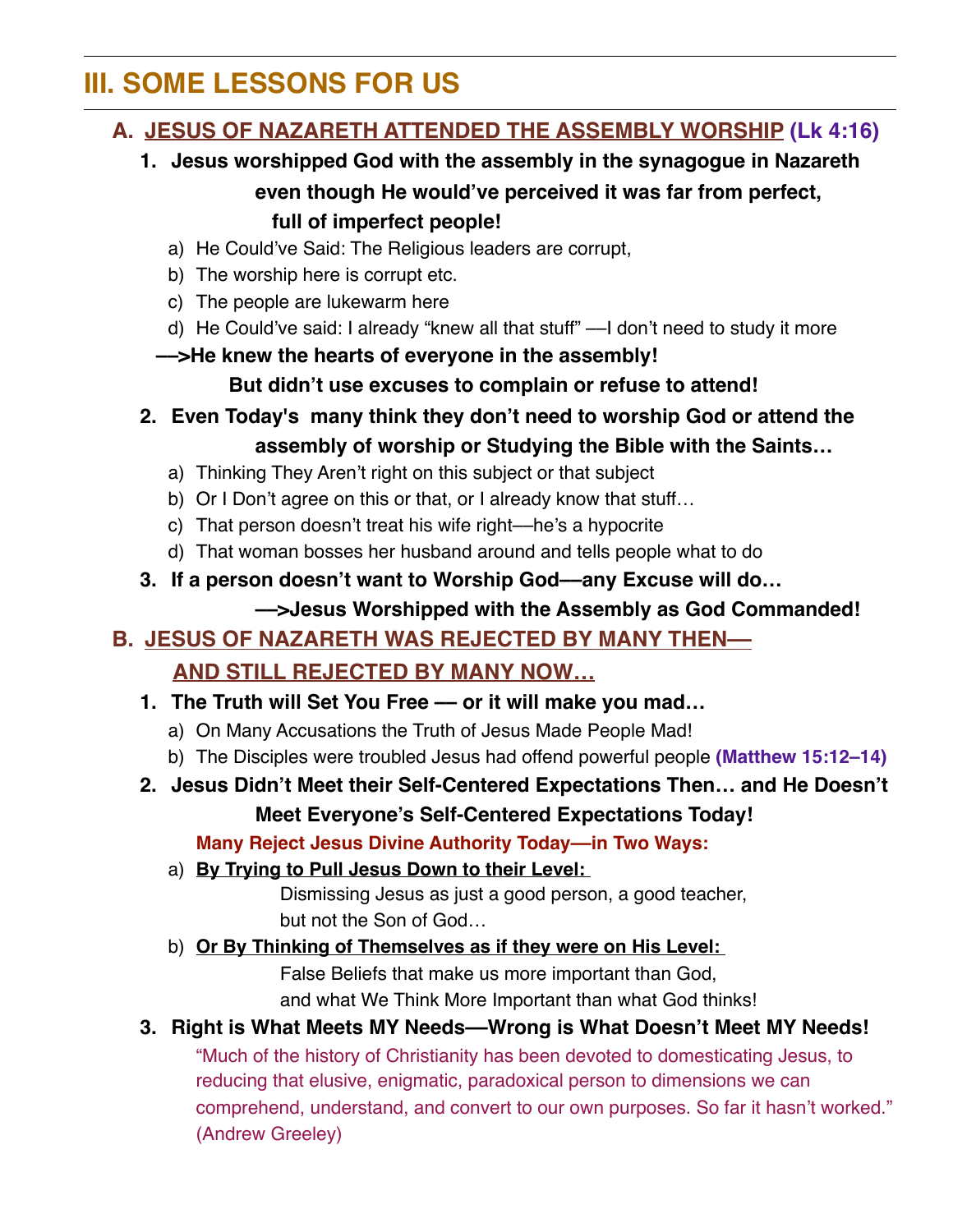## III. SOME LESSONS FOR US

### A. JESUS OF NAZARETH ATTENDED THE ASSEMBLY WORSHIP (Lk 4:16)

1. **Jesus worshipped God with the assembly in the synagogue in Nazareth even though He would've perceived it was far from perfect, full of imperfect people!**
   a) He Could've Said: The Religious leaders are corrupt,
   b) The worship here is corrupt etc.
   c) The people are lukewarm here
   d) He Could've said: I already "knew all that stuff" —I don't need to study it more

**—>He knew the hearts of everyone in the assembly! But didn't use excuses to complain or refuse to attend!**

2. **Even Today's many think they don't need to worship God or attend the assembly of worship or Studying the Bible with the Saints…**
   a) Thinking They Aren't right on this subject or that subject
   b) Or I Don't agree on this or that, or I already know that stuff…
   c) That person doesn't treat his wife right—he's a hypocrite
   d) That woman bosses her husband around and tells people what to do
3. **If a person doesn't want to Worship God—any Excuse will do…**
   **—>Jesus Worshipped with the Assembly as God Commanded!**

### B. JESUS OF NAZARETH WAS REJECTED BY MANY THEN— AND STILL REJECTED BY MANY NOW…

1. **The Truth will Set You Free — or it will make you mad…**
   a) On Many Accusations the Truth of Jesus Made People Mad!
   b) The Disciples were troubled Jesus had offend powerful people **(Matthew 15:12–14)**
2. **Jesus Didn't Meet their Self-Centered Expectations Then… and He Doesn't Meet Everyone's Self-Centered Expectations Today!**
   **Many Reject Jesus Divine Authority Today—in Two Ways:**
   a) **By Trying to Pull Jesus Down to their Level:**
      Dismissing Jesus as just a good person, a good teacher, but not the Son of God…
   b) **Or By Thinking of Themselves as if they were on His Level:**
      False Beliefs that make us more important than God, and what We Think More Important than what God thinks!
3. **Right is What Meets MY Needs—Wrong is What Doesn't Meet MY Needs!**
   "Much of the history of Christianity has been devoted to domesticating Jesus, to reducing that elusive, enigmatic, paradoxical person to dimensions we can comprehend, understand, and convert to our own purposes. So far it hasn't worked." (Andrew Greeley)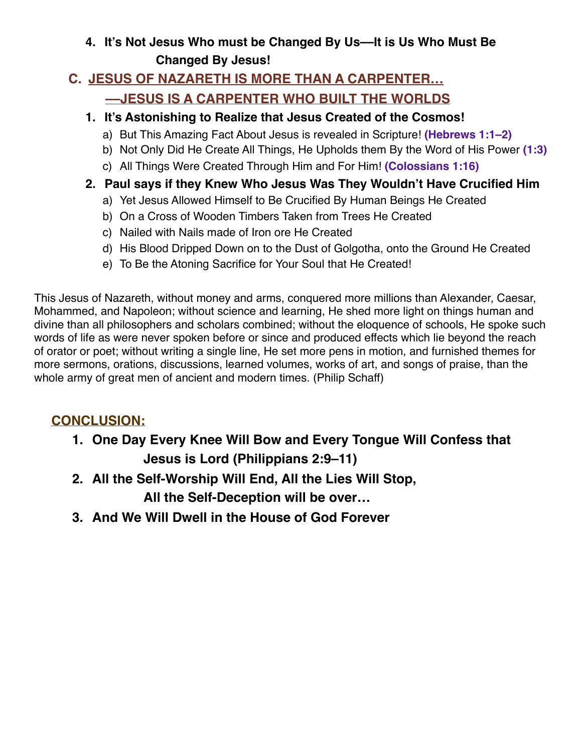4. **It's Not Jesus Who must be Changed By Us—It is Us Who Must Be Changed By Jesus!**

## C. JESUS OF NAZARETH IS MORE THAN A CARPENTER… —JESUS IS A CARPENTER WHO BUILT THE WORLDS

1. **It's Astonishing to Realize that Jesus Created of the Cosmos!**
    a) But This Amazing Fact About Jesus is revealed in Scripture! **(Hebrews 1:1–2)**
    b) Not Only Did He Create All Things, He Upholds them By the Word of His Power **(1:3)**
    c) All Things Were Created Through Him and For Him! **(Colossians 1:16)**
2. **Paul says if they Knew Who Jesus Was They Wouldn't Have Crucified Him**
    a) Yet Jesus Allowed Himself to Be Crucified By Human Beings He Created
    b) On a Cross of Wooden Timbers Taken from Trees He Created
    c) Nailed with Nails made of Iron ore He Created
    d) His Blood Dripped Down on to the Dust of Golgotha, onto the Ground He Created
    e) To Be the Atoning Sacrifice for Your Soul that He Created!

This Jesus of Nazareth, without money and arms, conquered more millions than Alexander, Caesar, Mohammed, and Napoleon; without science and learning, He shed more light on things human and divine than all philosophers and scholars combined; without the eloquence of schools, He spoke such words of life as were never spoken before or since and produced effects which lie beyond the reach of orator or poet; without writing a single line, He set more pens in motion, and furnished themes for more sermons, orations, discussions, learned volumes, works of art, and songs of praise, than the whole army of great men of ancient and modern times. (Philip Schaff)

## CONCLUSION:

1. **One Day Every Knee Will Bow and Every Tongue Will Confess that Jesus is Lord (Philippians 2:9–11)**
2. **All the Self-Worship Will End, All the Lies Will Stop, All the Self-Deception will be over…**
3. **And We Will Dwell in the House of God Forever**